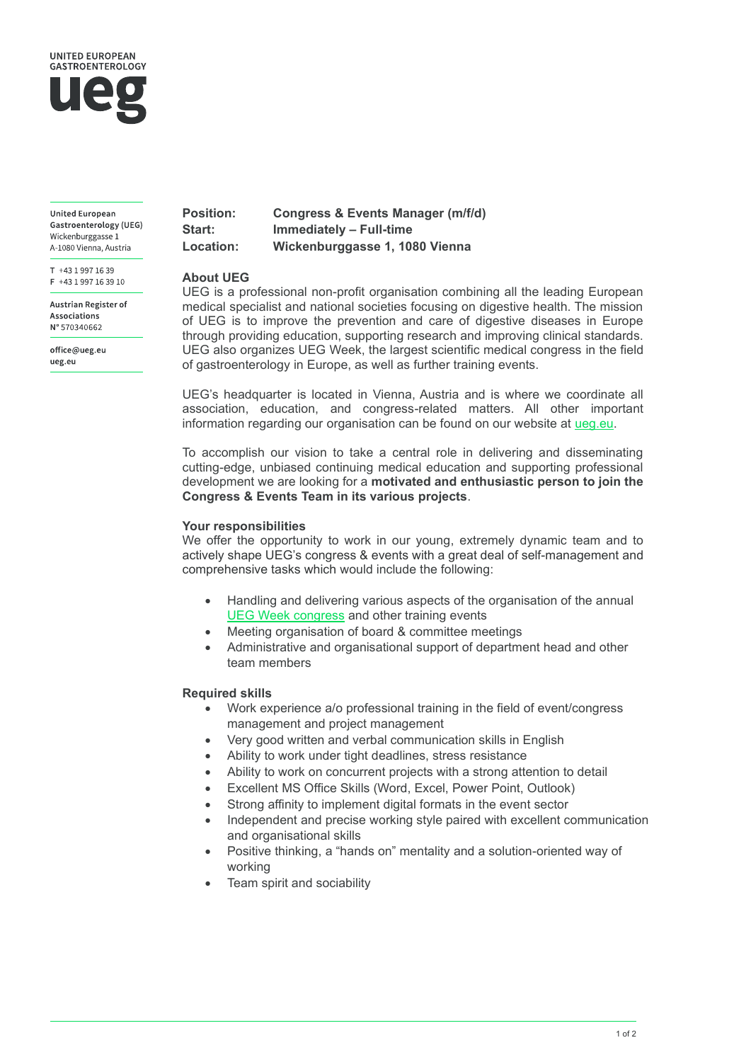UNITED EUROPEAN GASTROENTEROLOGY

**ueg**

United European Gastroenterology (UEG)
Wickenburggasse 1
A-1080 Vienna, Austria

T +43 1 997 16 39
F +43 1 997 16 39 10

Austrian Register of Associations
N° 570340662

office@ueg.eu
ueg.eu

**Position:** **Congress & Events Manager (m/f/d)**
**Start:** **Immediately – Full-time**
**Location:** **Wickenburggasse 1, 1080 Vienna**

### About UEG

UEG is a professional non-profit organisation combining all the leading European medical specialist and national societies focusing on digestive health. The mission of UEG is to improve the prevention and care of digestive diseases in Europe through providing education, supporting research and improving clinical standards. UEG also organizes UEG Week, the largest scientific medical congress in the field of gastroenterology in Europe, as well as further training events.

UEG's headquarter is located in Vienna, Austria and is where we coordinate all association, education, and congress-related matters. All other important information regarding our organisation can be found on our website at ueg.eu.

To accomplish our vision to take a central role in delivering and disseminating cutting-edge, unbiased continuing medical education and supporting professional development we are looking for a **motivated and enthusiastic person to join the Congress & Events Team in its various projects**.

### Your responsibilities

We offer the opportunity to work in our young, extremely dynamic team and to actively shape UEG's congress & events with a great deal of self-management and comprehensive tasks which would include the following:

- Handling and delivering various aspects of the organisation of the annual UEG Week congress and other training events
- Meeting organisation of board & committee meetings
- Administrative and organisational support of department head and other team members

### Required skills

- Work experience a/o professional training in the field of event/congress management and project management
- Very good written and verbal communication skills in English
- Ability to work under tight deadlines, stress resistance
- Ability to work on concurrent projects with a strong attention to detail
- Excellent MS Office Skills (Word, Excel, Power Point, Outlook)
- Strong affinity to implement digital formats in the event sector
- Independent and precise working style paired with excellent communication and organisational skills
- Positive thinking, a "hands on" mentality and a solution-oriented way of working
- Team spirit and sociability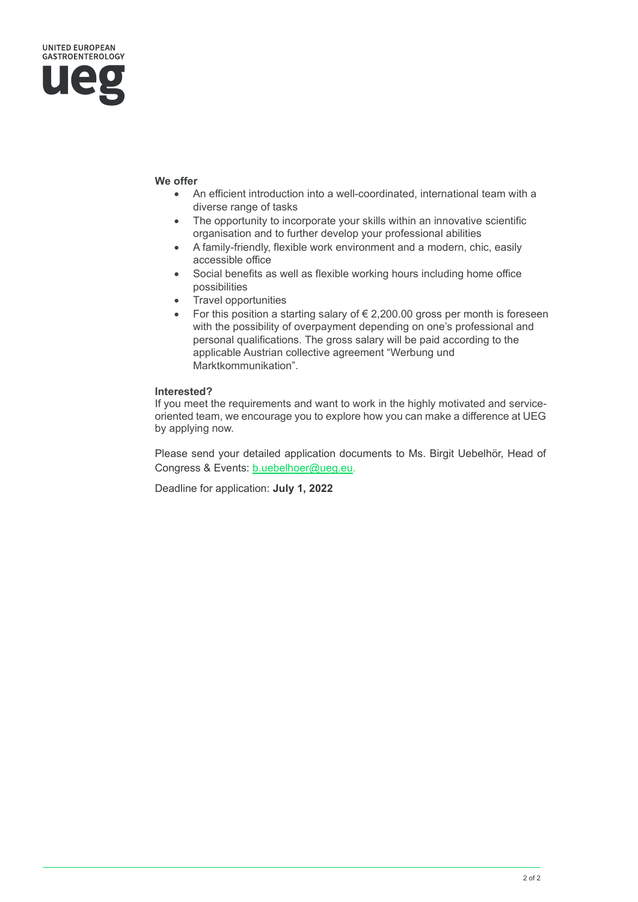**We offer**

- An efficient introduction into a well-coordinated, international team with a diverse range of tasks
- The opportunity to incorporate your skills within an innovative scientific organisation and to further develop your professional abilities
- A family-friendly, flexible work environment and a modern, chic, easily accessible office
- Social benefits as well as flexible working hours including home office possibilities
- Travel opportunities
- For this position a starting salary of € 2,200.00 gross per month is foreseen with the possibility of overpayment depending on one's professional and personal qualifications. The gross salary will be paid according to the applicable Austrian collective agreement "Werbung und Marktkommunikation".

**Interested?**

If you meet the requirements and want to work in the highly motivated and service-oriented team, we encourage you to explore how you can make a difference at UEG by applying now.

Please send your detailed application documents to Ms. Birgit Uebelhör, Head of Congress & Events: b.uebelhoer@ueg.eu.

Deadline for application: **July 1, 2022**